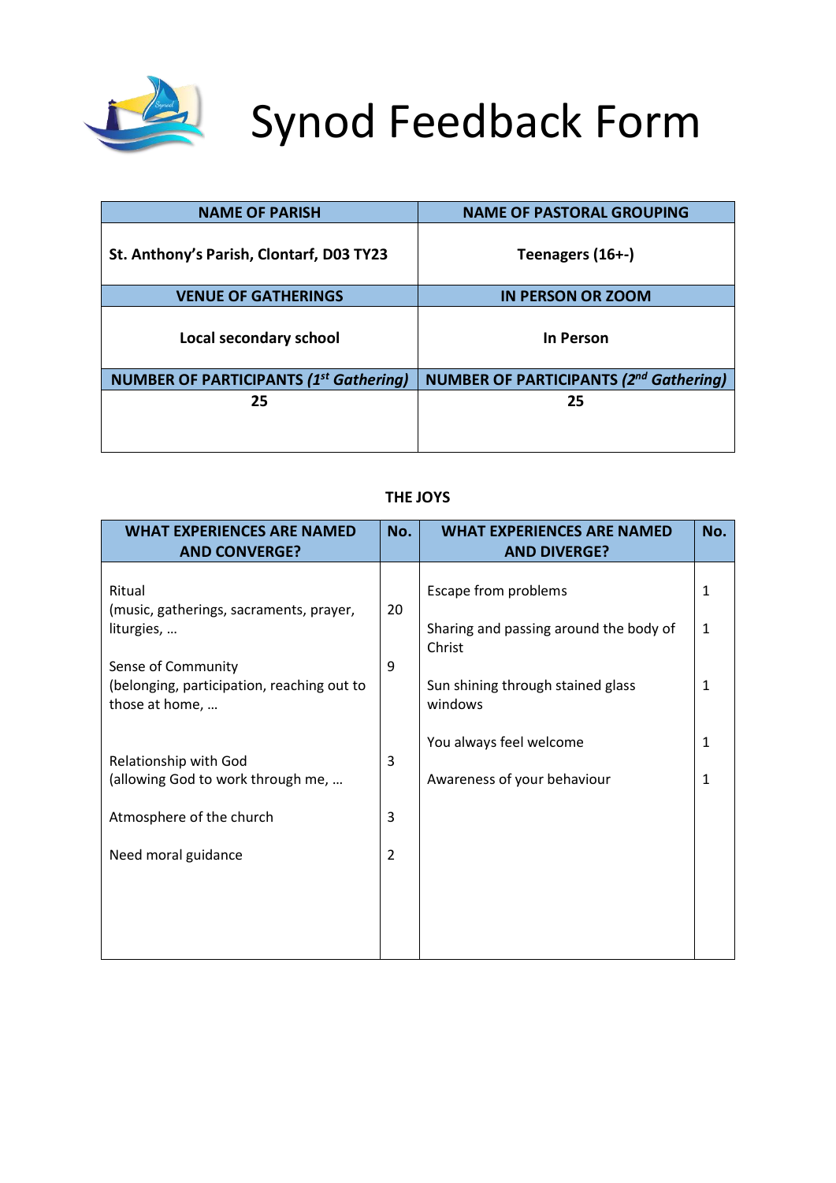# Synod Feedback Form

| NAME OF PARISH | NAME OF PASTORAL GROUPING |
|---|---|
| **St. Anthony's Parish, Clontarf, D03 TY23** | **Teenagers (16+-)** |
| **VENUE OF GATHERINGS** | **IN PERSON OR ZOOM** |
| **Local secondary school** | **In Person** |
| **NUMBER OF PARTICIPANTS *(1st Gathering)*** | **NUMBER OF PARTICIPANTS *(2nd Gathering)*** |
| **25** | **25** |

### THE JOYS

| WHAT EXPERIENCES ARE NAMED AND CONVERGE? | No. | WHAT EXPERIENCES ARE NAMED AND DIVERGE? | No. |
|---|---|---|---|
| Ritual (music, gatherings, sacraments, prayer, liturgies, … | 20 | Escape from problems | 1 |
| | | Sharing and passing around the body of Christ | 1 |
| Sense of Community (belonging, participation, reaching out to those at home, … | 9 | Sun shining through stained glass windows | 1 |
| | | You always feel welcome | 1 |
| Relationship with God (allowing God to work through me, … | 3 | Awareness of your behaviour | 1 |
| Atmosphere of the church | 3 | | |
| Need moral guidance | 2 | | |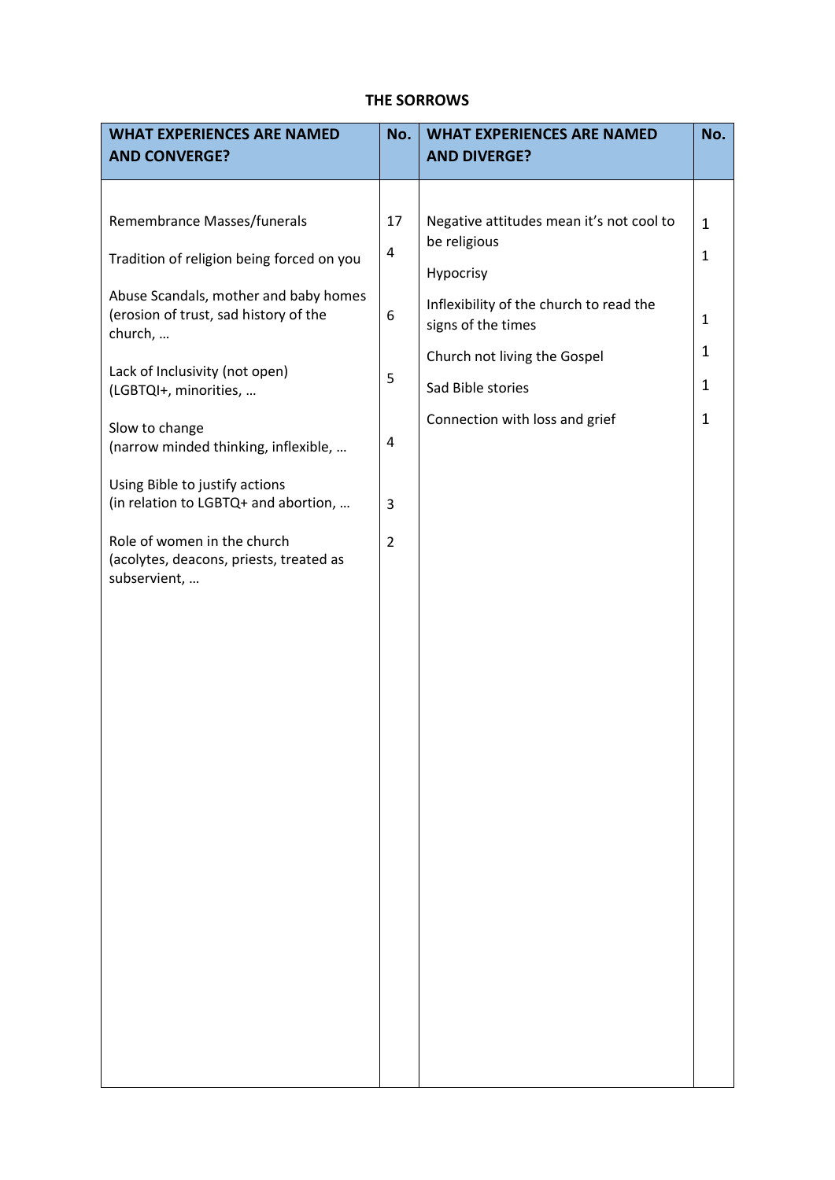**THE SORROWS**

| WHAT EXPERIENCES ARE NAMED AND CONVERGE? | No. | WHAT EXPERIENCES ARE NAMED AND DIVERGE? | No. |
|---|---|---|---|
| Remembrance Masses/funerals | 17 | Negative attitudes mean it's not cool to be religious | 1 |
| Tradition of religion being forced on you | 4 | Hypocrisy | 1 |
| Abuse Scandals, mother and baby homes (erosion of trust, sad history of the church, … | 6 | Inflexibility of the church to read the signs of the times | 1 |
| Lack of Inclusivity (not open) (LGBTQI+, minorities, … | 5 | Church not living the Gospel | 1 |
| Slow to change (narrow minded thinking, inflexible, … | 4 | Sad Bible stories | 1 |
| Using Bible to justify actions (in relation to LGBTQ+ and abortion, … | 3 | Connection with loss and grief | 1 |
| Role of women in the church (acolytes, deacons, priests, treated as subservient, … | 2 | | |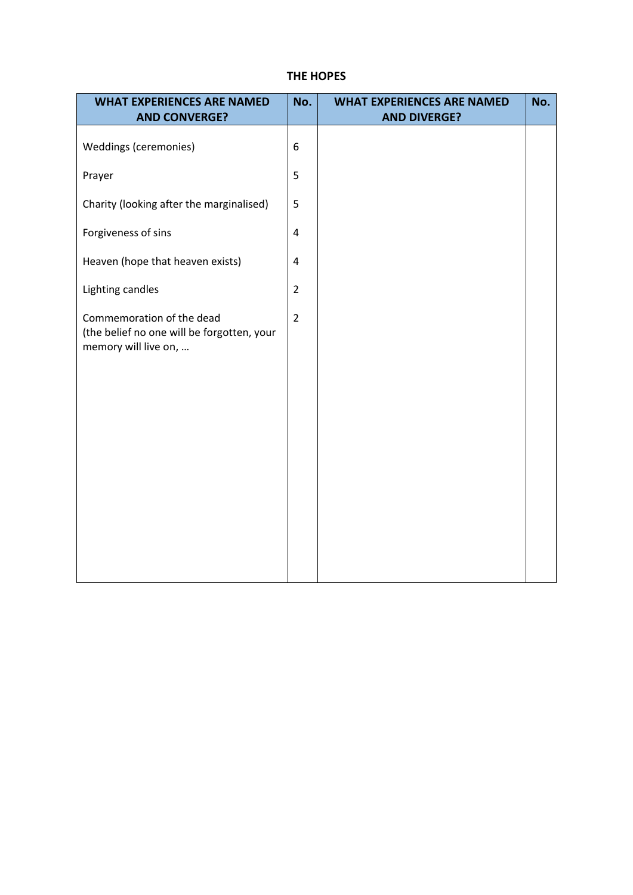**THE HOPES**

| WHAT EXPERIENCES ARE NAMED AND CONVERGE? | No. | WHAT EXPERIENCES ARE NAMED AND DIVERGE? | No. |
|---|---|---|---|
| Weddings (ceremonies) | 6 | | |
| Prayer | 5 | | |
| Charity (looking after the marginalised) | 5 | | |
| Forgiveness of sins | 4 | | |
| Heaven (hope that heaven exists) | 4 | | |
| Lighting candles | 2 | | |
| Commemoration of the dead (the belief no one will be forgotten, your memory will live on, … | 2 | | |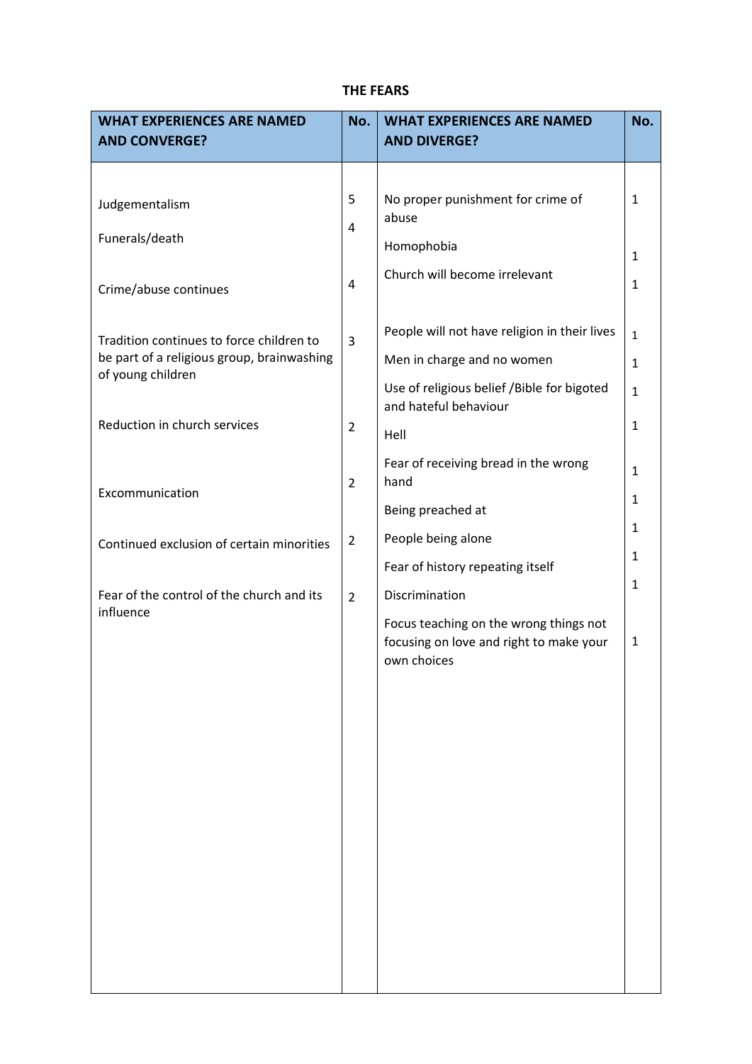### THE FEARS

| WHAT EXPERIENCES ARE NAMED AND CONVERGE? | No. | WHAT EXPERIENCES ARE NAMED AND DIVERGE? | No. |
|---|---|---|---|
| Judgementalism | 5 | No proper punishment for crime of abuse | 1 |
| Funerals/death | 4 | Homophobia | 1 |
| Crime/abuse continues | 4 | Church will become irrelevant | 1 |
| Tradition continues to force children to be part of a religious group, brainwashing of young children | 3 | People will not have religion in their lives | 1 |
| Reduction in church services | 2 | Men in charge and no women | 1 |
| Excommunication | 2 | Use of religious belief /Bible for bigoted and hateful behaviour | 1 |
| Continued exclusion of certain minorities | 2 | Hell | 1 |
| Fear of the control of the church and its influence | 2 | Fear of receiving bread in the wrong hand | 1 |
| | | Being preached at | 1 |
| | | People being alone | 1 |
| | | Fear of history repeating itself | 1 |
| | | Discrimination | 1 |
| | | Focus teaching on the wrong things not focusing on love and right to make your own choices | 1 |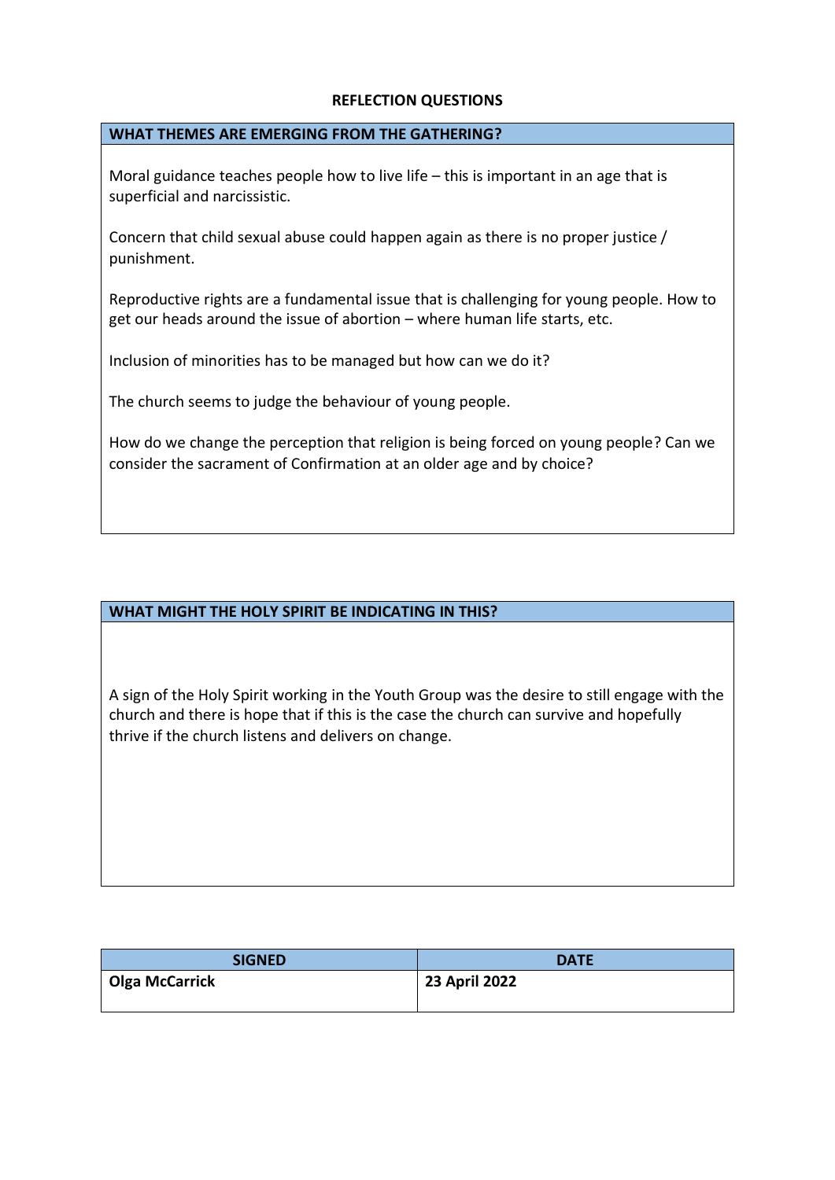## REFLECTION QUESTIONS

| WHAT THEMES ARE EMERGING FROM THE GATHERING? |
| --- |
| Moral guidance teaches people how to live life – this is important in an age that is superficial and narcissistic.<br><br>Concern that child sexual abuse could happen again as there is no proper justice / punishment.<br><br>Reproductive rights are a fundamental issue that is challenging for young people. How to get our heads around the issue of abortion – where human life starts, etc.<br><br>Inclusion of minorities has to be managed but how can we do it?<br><br>The church seems to judge the behaviour of young people.<br><br>How do we change the perception that religion is being forced on young people? Can we consider the sacrament of Confirmation at an older age and by choice? |

| WHAT MIGHT THE HOLY SPIRIT BE INDICATING IN THIS? |
| --- |
| A sign of the Holy Spirit working in the Youth Group was the desire to still engage with the church and there is hope that if this is the case the church can survive and hopefully thrive if the church listens and delivers on change. |

| SIGNED | DATE |
| --- | --- |
| **Olga McCarrick** | **23 April 2022** |